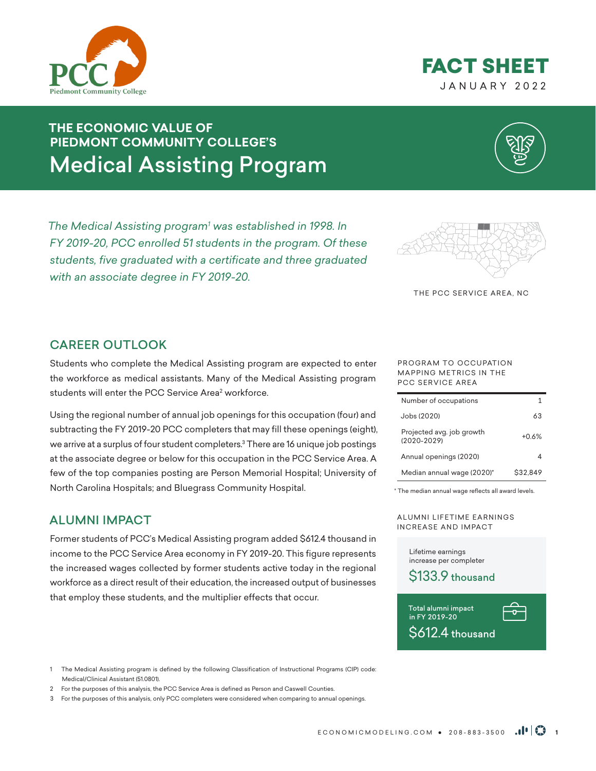FACT SHEET

JANUARY 2022

# THE ECONOMIC VALUE OF PIEDMONT COMMUNITY COLLEGE'S Medical Assisting Program

*The Medical Assisting program[1] was established in 1998. In FY 2019-20, PCC enrolled 51 students in the program. Of these students, five graduated with a certificate and three graduated with an associate degree in FY 2019-20.*

THE PCC SERVICE AREA, NC

## CAREER OUTLOOK

Students who complete the Medical Assisting program are expected to enter the workforce as medical assistants. Many of the Medical Assisting program students will enter the PCC Service Area[2] workforce.

Using the regional number of annual job openings for this occupation (four) and subtracting the FY 2019-20 PCC completers that may fill these openings (eight), we arrive at a surplus of four student completers.[3] There are 16 unique job postings at the associate degree or below for this occupation in the PCC Service Area. A few of the top companies posting are Person Memorial Hospital; University of North Carolina Hospitals; and Bluegrass Community Hospital.

PROGRAM TO OCCUPATION MAPPING METRICS IN THE PCC SERVICE AREA

| Metric | Value |
|---|---|
| Number of occupations | 1 |
| Jobs (2020) | 63 |
| Projected avg. job growth (2020-2029) | +0.6% |
| Annual openings (2020) | 4 |
| Median annual wage (2020)* | $32,849 |

\* The median annual wage reflects all award levels.

## ALUMNI IMPACT

Former students of PCC's Medical Assisting program added $612.4 thousand in income to the PCC Service Area economy in FY 2019-20. This figure represents the increased wages collected by former students active today in the regional workforce as a direct result of their education, the increased output of businesses that employ these students, and the multiplier effects that occur.

ALUMNI LIFETIME EARNINGS INCREASE AND IMPACT

Lifetime earnings increase per completer

**$133.9 thousand**

Total alumni impact in FY 2019-20

**$612.4 thousand**

1 The Medical Assisting program is defined by the following Classification of Instructional Programs (CIP) code: Medical/Clinical Assistant (51.0801).

2 For the purposes of this analysis, the PCC Service Area is defined as Person and Caswell Counties.

3 For the purposes of this analysis, only PCC completers were considered when comparing to annual openings.

ECONOMICMODELING.COM • 208-883-3500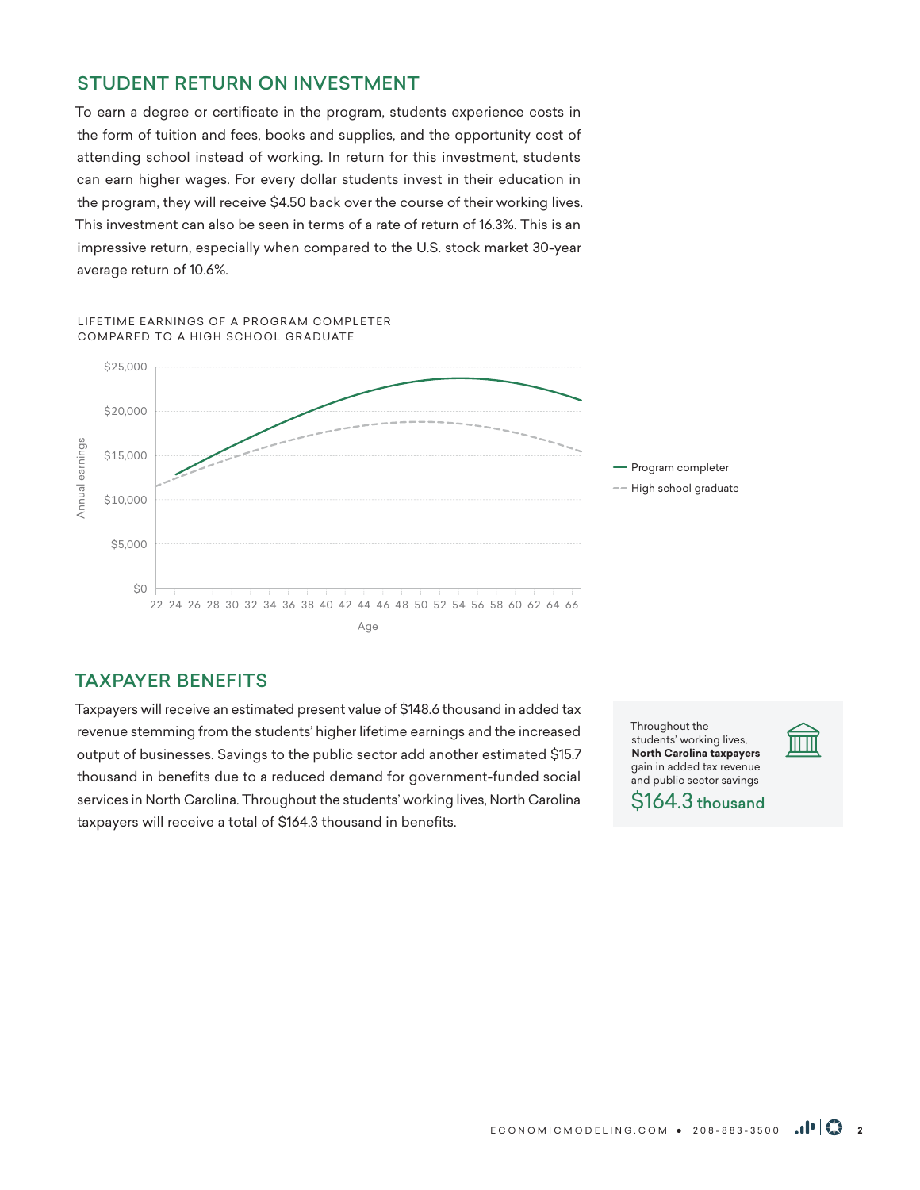## STUDENT RETURN ON INVESTMENT

To earn a degree or certificate in the program, students experience costs in the form of tuition and fees, books and supplies, and the opportunity cost of attending school instead of working. In return for this investment, students can earn higher wages. For every dollar students invest in their education in the program, they will receive $4.50 back over the course of their working lives. This investment can also be seen in terms of a rate of return of 16.3%. This is an impressive return, especially when compared to the U.S. stock market 30-year average return of 10.6%.

LIFETIME EARNINGS OF A PROGRAM COMPLETER COMPARED TO A HIGH SCHOOL GRADUATE

Annual earnings

$25,000
$20,000
$15,000
$10,000
$5,000
$0

22 24 26 28 30 32 34 36 38 40 42 44 46 48 50 52 54 56 58 60 62 64 66

Age

Program completer
High school graduate

## TAXPAYER BENEFITS

Taxpayers will receive an estimated present value of $148.6 thousand in added tax revenue stemming from the students' higher lifetime earnings and the increased output of businesses. Savings to the public sector add another estimated $15.7 thousand in benefits due to a reduced demand for government-funded social services in North Carolina. Throughout the students' working lives, North Carolina taxpayers will receive a total of $164.3 thousand in benefits.

Throughout the students' working lives, **North Carolina taxpayers** gain in added tax revenue and public sector savings

$164.3 thousand